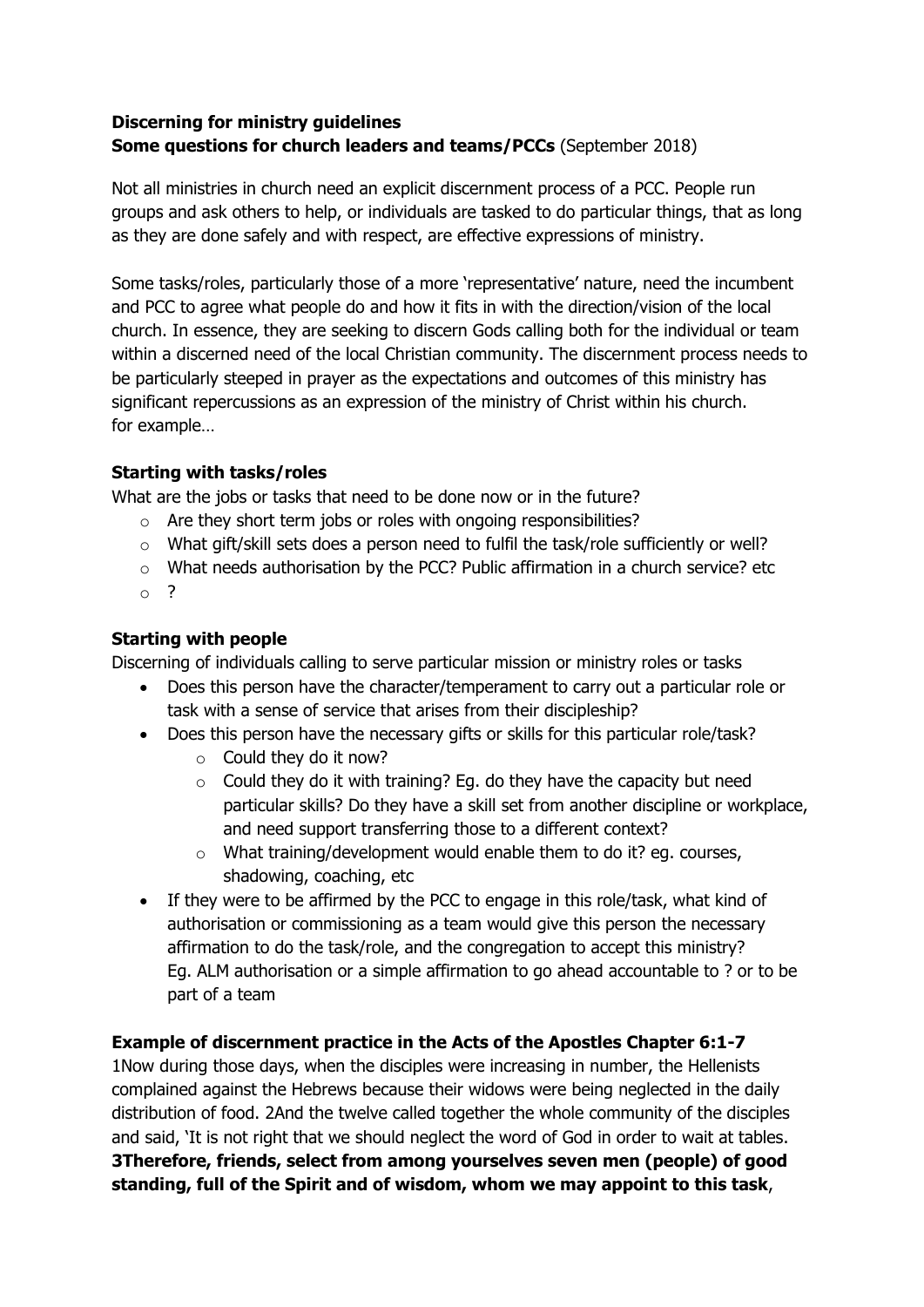**Discerning for ministry guidelines**
**Some questions for church leaders and teams/PCCs** (September 2018)

Not all ministries in church need an explicit discernment process of a PCC. People run groups and ask others to help, or individuals are tasked to do particular things, that as long as they are done safely and with respect, are effective expressions of ministry.

Some tasks/roles, particularly those of a more 'representative' nature, need the incumbent and PCC to agree what people do and how it fits in with the direction/vision of the local church. In essence, they are seeking to discern Gods calling both for the individual or team within a discerned need of the local Christian community. The discernment process needs to be particularly steeped in prayer as the expectations and outcomes of this ministry has significant repercussions as an expression of the ministry of Christ within his church.
for example…

**Starting with tasks/roles**

What are the jobs or tasks that need to be done now or in the future?

- Are they short term jobs or roles with ongoing responsibilities?
- What gift/skill sets does a person need to fulfil the task/role sufficiently or well?
- What needs authorisation by the PCC? Public affirmation in a church service? etc
- ?

**Starting with people**

Discerning of individuals calling to serve particular mission or ministry roles or tasks

- Does this person have the character/temperament to carry out a particular role or task with a sense of service that arises from their discipleship?
- Does this person have the necessary gifts or skills for this particular role/task?
  - Could they do it now?
  - Could they do it with training? Eg. do they have the capacity but need particular skills? Do they have a skill set from another discipline or workplace, and need support transferring those to a different context?
  - What training/development would enable them to do it? eg. courses, shadowing, coaching, etc
- If they were to be affirmed by the PCC to engage in this role/task, what kind of authorisation or commissioning as a team would give this person the necessary affirmation to do the task/role, and the congregation to accept this ministry? Eg. ALM authorisation or a simple affirmation to go ahead accountable to ? or to be part of a team

**Example of discernment practice in the Acts of the Apostles Chapter 6:1-7**

1Now during those days, when the disciples were increasing in number, the Hellenists complained against the Hebrews because their widows were being neglected in the daily distribution of food. 2And the twelve called together the whole community of the disciples and said, 'It is not right that we should neglect the word of God in order to wait at tables. **3Therefore, friends, select from among yourselves seven men (people) of good standing, full of the Spirit and of wisdom, whom we may appoint to this task**,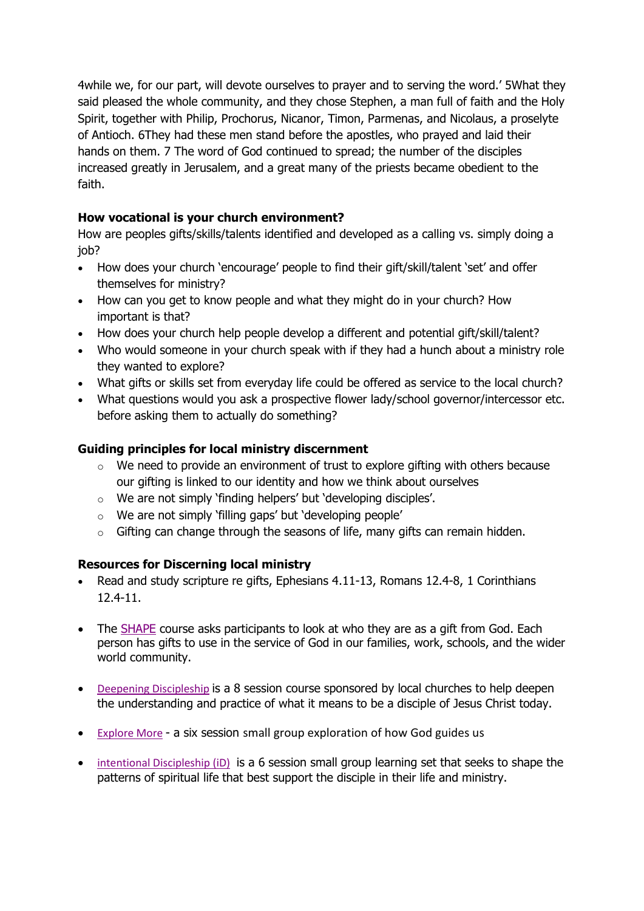4while we, for our part, will devote ourselves to prayer and to serving the word.' 5What they said pleased the whole community, and they chose Stephen, a man full of faith and the Holy Spirit, together with Philip, Prochorus, Nicanor, Timon, Parmenas, and Nicolaus, a proselyte of Antioch. 6They had these men stand before the apostles, who prayed and laid their hands on them. 7 The word of God continued to spread; the number of the disciples increased greatly in Jerusalem, and a great many of the priests became obedient to the faith.

**How vocational is your church environment?**

How are peoples gifts/skills/talents identified and developed as a calling vs. simply doing a job?

- How does your church 'encourage' people to find their gift/skill/talent 'set' and offer themselves for ministry?
- How can you get to know people and what they might do in your church? How important is that?
- How does your church help people develop a different and potential gift/skill/talent?
- Who would someone in your church speak with if they had a hunch about a ministry role they wanted to explore?
- What gifts or skills set from everyday life could be offered as service to the local church?
- What questions would you ask a prospective flower lady/school governor/intercessor etc. before asking them to actually do something?

**Guiding principles for local ministry discernment**

- We need to provide an environment of trust to explore gifting with others because our gifting is linked to our identity and how we think about ourselves
- We are not simply 'finding helpers' but 'developing disciples'.
- We are not simply 'filling gaps' but 'developing people'
- Gifting can change through the seasons of life, many gifts can remain hidden.

**Resources for Discerning local ministry**

- Read and study scripture re gifts, Ephesians 4.11-13, Romans 12.4-8, 1 Corinthians 12.4-11.
- The SHAPE course asks participants to look at who they are as a gift from God. Each person has gifts to use in the service of God in our families, work, schools, and the wider world community.
- Deepening Discipleship is a 8 session course sponsored by local churches to help deepen the understanding and practice of what it means to be a disciple of Jesus Christ today.
- Explore More - a six session small group exploration of how God guides us
- intentional Discipleship (iD) is a 6 session small group learning set that seeks to shape the patterns of spiritual life that best support the disciple in their life and ministry.